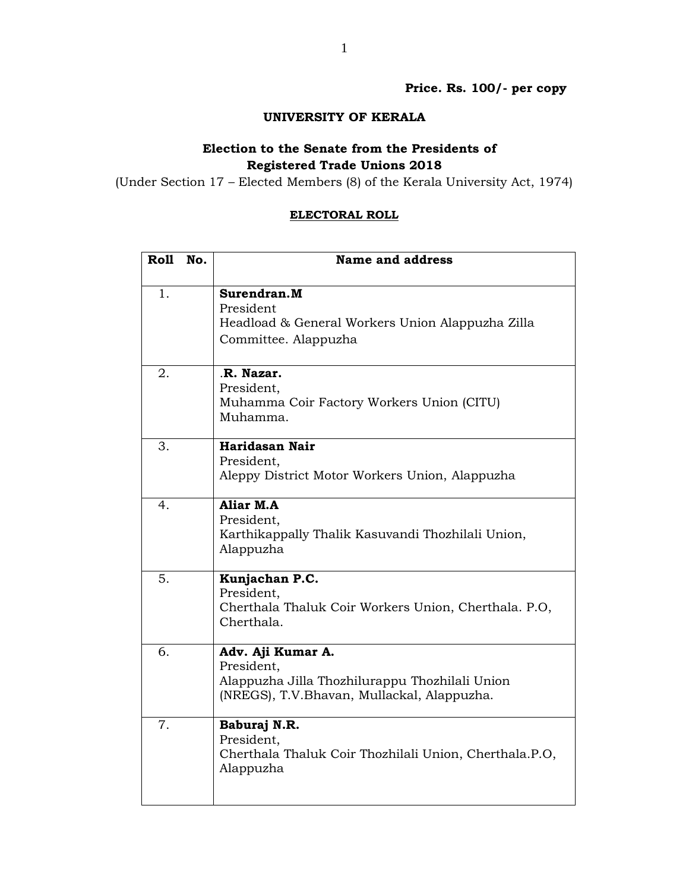**Price. Rs. 100/- per copy**

# UNIVERSITY OF KERALA

## Election to the Senate from the Presidents of Registered Trade Unions 2018

(Under Section 17 – Elected Members (8) of the Kerala University Act, 1974)

### ELECTORAL ROLL

| Roll No. | Name and address |
|---|---|
| 1. | **Surendran.M**<br>President<br>Headload & General Workers Union Alappuzha Zilla Committee. Alappuzha |
| 2. | .**R. Nazar.**<br>President,<br>Muhamma Coir Factory Workers Union (CITU) Muhamma. |
| 3. | **Haridasan Nair**<br>President,<br>Aleppy District Motor Workers Union, Alappuzha |
| 4. | **Aliar M.A**<br>President,<br>Karthikappally Thalik Kasuvandi Thozhilali Union, Alappuzha |
| 5. | **Kunjachan P.C.**<br>President,<br>Cherthala Thaluk Coir Workers Union, Cherthala. P.O, Cherthala. |
| 6. | **Adv. Aji Kumar A.**<br>President,<br>Alappuzha Jilla Thozhilurappu Thozhilali Union (NREGS), T.V.Bhavan, Mullackal, Alappuzha. |
| 7. | **Baburaj N.R.**<br>President,<br>Cherthala Thaluk Coir Thozhilali Union, Cherthala.P.O, Alappuzha |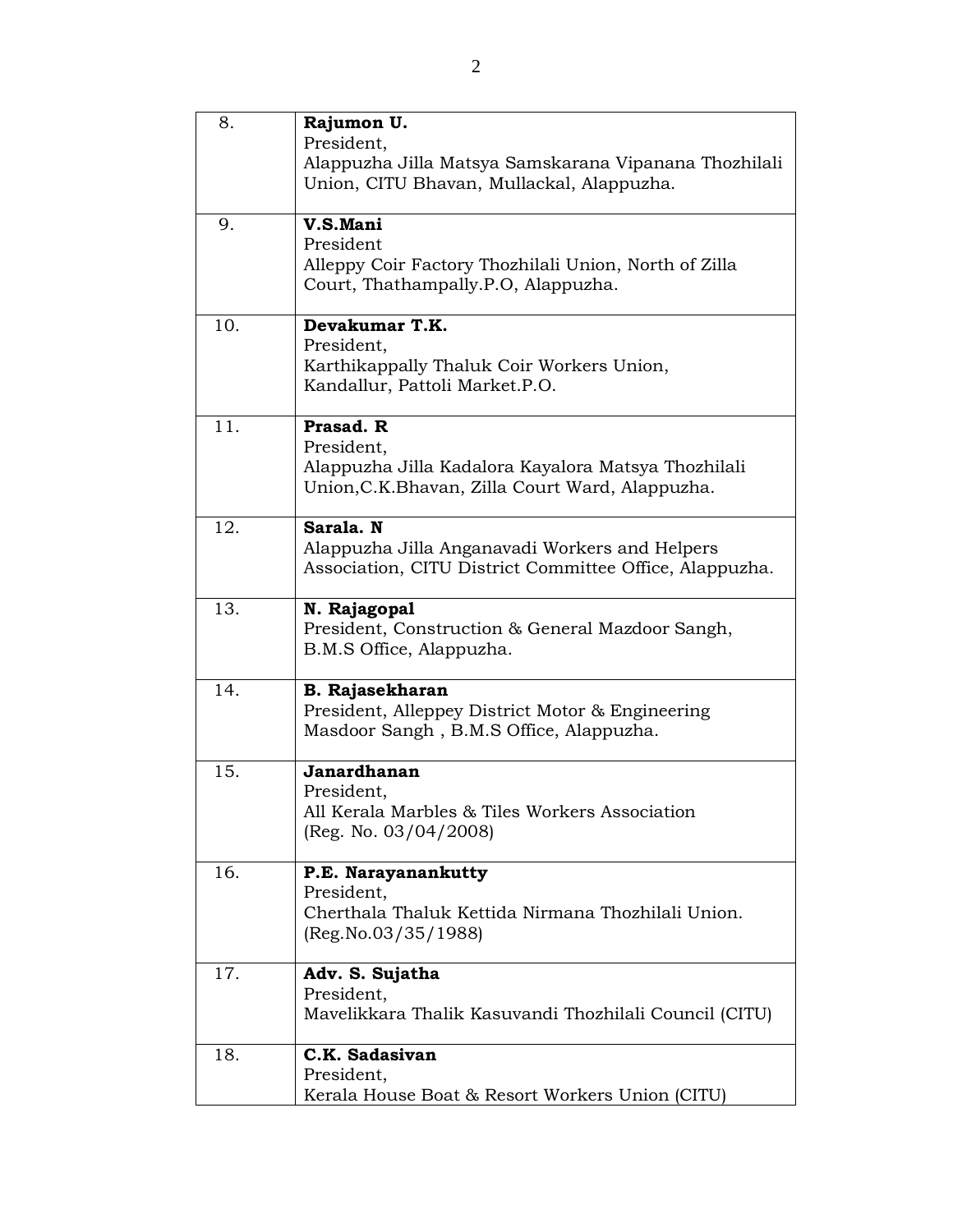| | |
|---|---|
| 8. | **Rajumon U.**<br>President,<br>Alappuzha Jilla Matsya Samskarana Vipanana Thozhilali Union, CITU Bhavan, Mullackal, Alappuzha. |
| 9. | **V.S.Mani**<br>President<br>Alleppy Coir Factory Thozhilali Union, North of Zilla Court, Thathampally.P.O, Alappuzha. |
| 10. | **Devakumar T.K.**<br>President,<br>Karthikappally Thaluk Coir Workers Union,<br>Kandallur, Pattoli Market.P.O. |
| 11. | **Prasad. R**<br>President,<br>Alappuzha Jilla Kadalora Kayalora Matsya Thozhilali Union,C.K.Bhavan, Zilla Court Ward, Alappuzha. |
| 12. | **Sarala. N**<br>Alappuzha Jilla Anganavadi Workers and Helpers Association, CITU District Committee Office, Alappuzha. |
| 13. | **N. Rajagopal**<br>President, Construction & General Mazdoor Sangh, B.M.S Office, Alappuzha. |
| 14. | **B. Rajasekharan**<br>President, Alleppey District Motor & Engineering Masdoor Sangh , B.M.S Office, Alappuzha. |
| 15. | **Janardhanan**<br>President,<br>All Kerala Marbles & Tiles Workers Association<br>(Reg. No. 03/04/2008) |
| 16. | **P.E. Narayanankutty**<br>President,<br>Cherthala Thaluk Kettida Nirmana Thozhilali Union.<br>(Reg.No.03/35/1988) |
| 17. | **Adv. S. Sujatha**<br>President,<br>Mavelikkara Thalik Kasuvandi Thozhilali Council (CITU) |
| 18. | **C.K. Sadasivan**<br>President,<br>Kerala House Boat & Resort Workers Union (CITU) |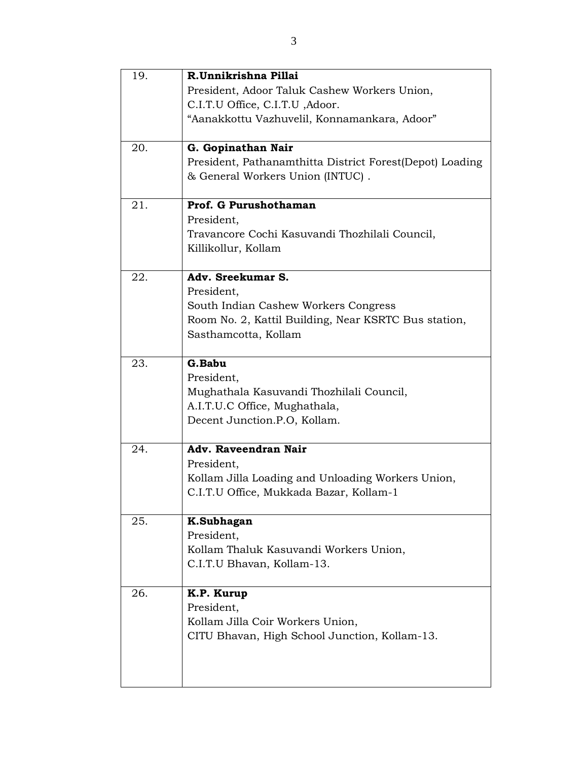| | |
|---|---|
| 19. | **R.Unnikrishna Pillai**<br>President, Adoor Taluk Cashew Workers Union,<br>C.I.T.U Office, C.I.T.U ,Adoor.<br>"Aanakkottu Vazhuvelil, Konnamankara, Adoor" |
| 20. | **G. Gopinathan Nair**<br>President, Pathanamthitta District Forest(Depot) Loading & General Workers Union (INTUC) . |
| 21. | **Prof. G Purushothaman**<br>President,<br>Travancore Cochi Kasuvandi Thozhilali Council,<br>Killikollur, Kollam |
| 22. | **Adv. Sreekumar S.**<br>President,<br>South Indian Cashew Workers Congress<br>Room No. 2, Kattil Building, Near KSRTC Bus station, Sasthamcotta, Kollam |
| 23. | **G.Babu**<br>President,<br>Mughathala Kasuvandi Thozhilali Council,<br>A.I.T.U.C Office, Mughathala,<br>Decent Junction.P.O, Kollam. |
| 24. | **Adv. Raveendran Nair**<br>President,<br>Kollam Jilla Loading and Unloading Workers Union,<br>C.I.T.U Office, Mukkada Bazar, Kollam-1 |
| 25. | **K.Subhagan**<br>President,<br>Kollam Thaluk Kasuvandi Workers Union,<br>C.I.T.U Bhavan, Kollam-13. |
| 26. | **K.P. Kurup**<br>President,<br>Kollam Jilla Coir Workers Union,<br>CITU Bhavan, High School Junction, Kollam-13. |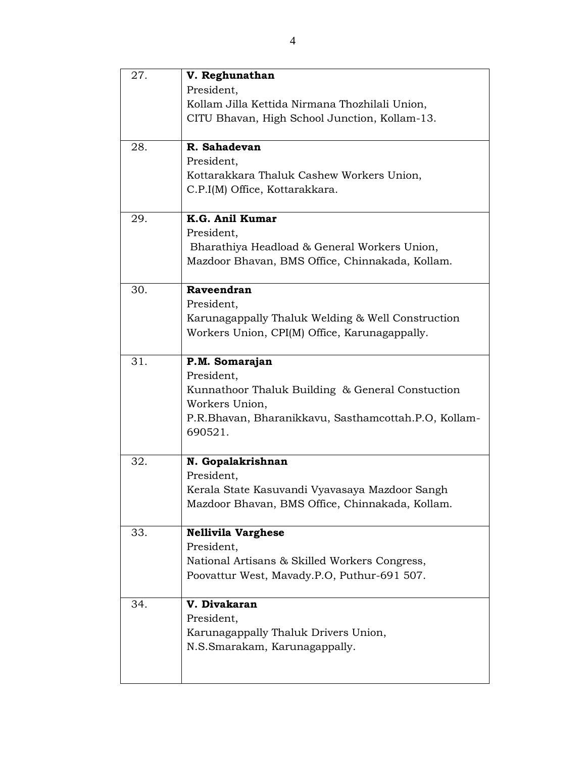| | |
|---|---|
| 27. | **V. Reghunathan**<br>President,<br>Kollam Jilla Kettida Nirmana Thozhilali Union,<br>CITU Bhavan, High School Junction, Kollam-13. |
| 28. | **R. Sahadevan**<br>President,<br>Kottarakkara Thaluk Cashew Workers Union,<br>C.P.I(M) Office, Kottarakkara. |
| 29. | **K.G. Anil Kumar**<br>President,<br>Bharathiya Headload & General Workers Union,<br>Mazdoor Bhavan, BMS Office, Chinnakada, Kollam. |
| 30. | **Raveendran**<br>President,<br>Karunagappally Thaluk Welding & Well Construction Workers Union, CPI(M) Office, Karunagappally. |
| 31. | **P.M. Somarajan**<br>President,<br>Kunnathoor Thaluk Building & General Constuction Workers Union,<br>P.R.Bhavan, Bharanikkavu, Sasthamcottah.P.O, Kollam-690521. |
| 32. | **N. Gopalakrishnan**<br>President,<br>Kerala State Kasuvandi Vyavasaya Mazdoor Sangh<br>Mazdoor Bhavan, BMS Office, Chinnakada, Kollam. |
| 33. | **Nellivila Varghese**<br>President,<br>National Artisans & Skilled Workers Congress,<br>Poovattur West, Mavady.P.O, Puthur-691 507. |
| 34. | **V. Divakaran**<br>President,<br>Karunagappally Thaluk Drivers Union,<br>N.S.Smarakam, Karunagappally. |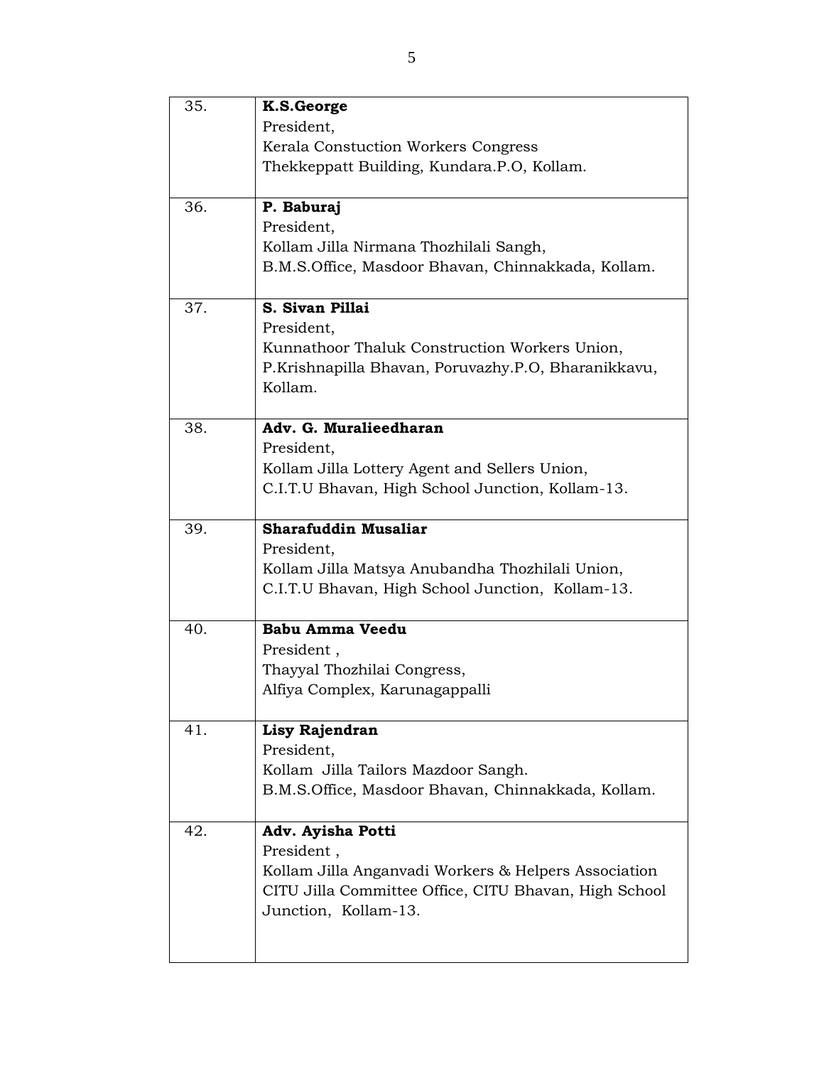| | |
|---|---|
| 35. | **K.S.George**<br>President,<br>Kerala Constuction Workers Congress<br>Thekkeppatt Building, Kundara.P.O, Kollam. |
| 36. | **P. Baburaj**<br>President,<br>Kollam Jilla Nirmana Thozhilali Sangh,<br>B.M.S.Office, Masdoor Bhavan, Chinnakkada, Kollam. |
| 37. | **S. Sivan Pillai**<br>President,<br>Kunnathoor Thaluk Construction Workers Union,<br>P.Krishnapilla Bhavan, Poruvazhy.P.O, Bharanikkavu, Kollam. |
| 38. | **Adv. G. Muralieedharan**<br>President,<br>Kollam Jilla Lottery Agent and Sellers Union,<br>C.I.T.U Bhavan, High School Junction, Kollam-13. |
| 39. | **Sharafuddin Musaliar**<br>President,<br>Kollam Jilla Matsya Anubandha Thozhilali Union,<br>C.I.T.U Bhavan, High School Junction, Kollam-13. |
| 40. | **Babu Amma Veedu**<br>President ,<br>Thayyal Thozhilai Congress,<br>Alfiya Complex, Karunagappalli |
| 41. | **Lisy Rajendran**<br>President,<br>Kollam Jilla Tailors Mazdoor Sangh.<br>B.M.S.Office, Masdoor Bhavan, Chinnakkada, Kollam. |
| 42. | **Adv. Ayisha Potti**<br>President ,<br>Kollam Jilla Anganvadi Workers & Helpers Association<br>CITU Jilla Committee Office, CITU Bhavan, High School Junction, Kollam-13. |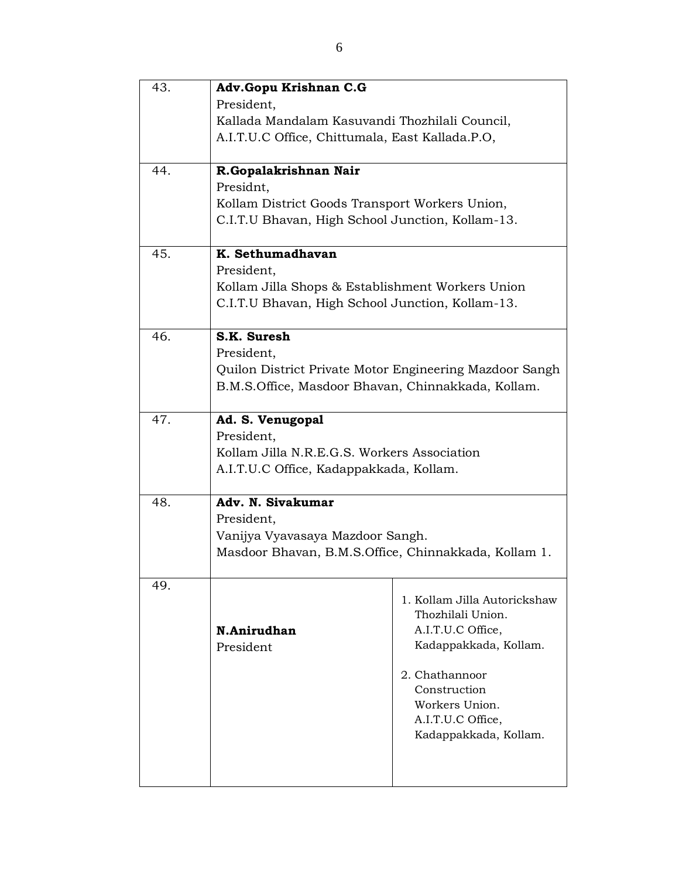| | | |
|---|---|---|
| 43. | **Adv.Gopu Krishnan C.G**<br>President,<br>Kallada Mandalam Kasuvandi Thozhilali Council,<br>A.I.T.U.C Office, Chittumala, East Kallada.P.O, | |
| 44. | **R.Gopalakrishnan Nair**<br>Presidnt,<br>Kollam District Goods Transport Workers Union,<br>C.I.T.U Bhavan, High School Junction, Kollam-13. | |
| 45. | **K. Sethumadhavan**<br>President,<br>Kollam Jilla Shops & Establishment Workers Union<br>C.I.T.U Bhavan, High School Junction, Kollam-13. | |
| 46. | **S.K. Suresh**<br>President,<br>Quilon District Private Motor Engineering Mazdoor Sangh<br>B.M.S.Office, Masdoor Bhavan, Chinnakkada, Kollam. | |
| 47. | **Ad. S. Venugopal**<br>President,<br>Kollam Jilla N.R.E.G.S. Workers Association<br>A.I.T.U.C Office, Kadappakkada, Kollam. | |
| 48. | **Adv. N. Sivakumar**<br>President,<br>Vanijya Vyavasaya Mazdoor Sangh.<br>Masdoor Bhavan, B.M.S.Office, Chinnakkada, Kollam 1. | |
| 49. | **N.Anirudhan**<br>President | 1. Kollam Jilla Autorickshaw Thozhilali Union. A.I.T.U.C Office, Kadappakkada, Kollam.<br>2. Chathannoor Construction Workers Union. A.I.T.U.C Office, Kadappakkada, Kollam. |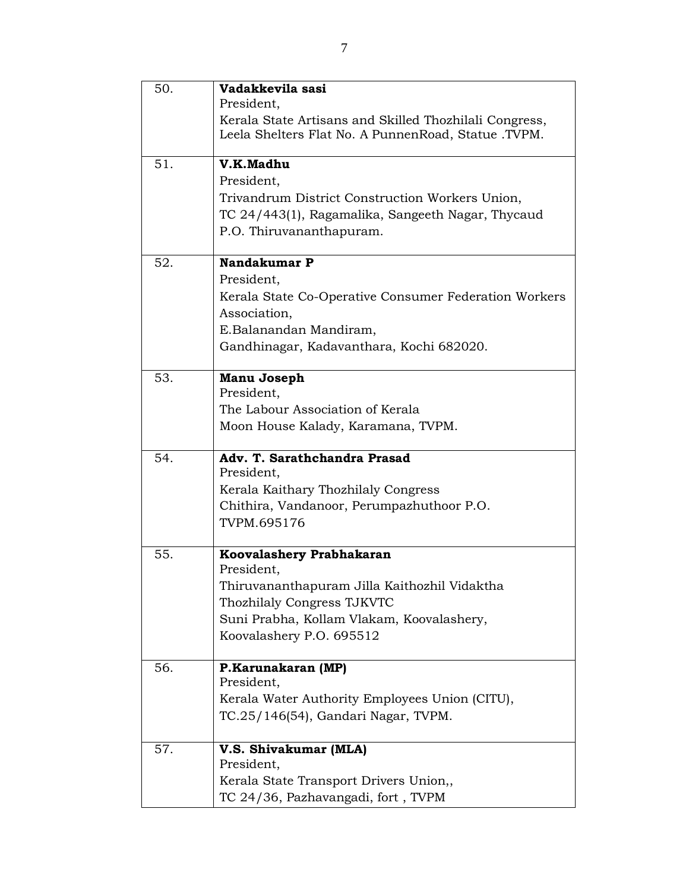| | |
|---|---|
| 50. | **Vadakkevila sasi**<br>President,<br>Kerala State Artisans and Skilled Thozhilali Congress,<br>Leela Shelters Flat No. A PunnenRoad, Statue .TVPM. |
| 51. | **V.K.Madhu**<br>President,<br>Trivandrum District Construction Workers Union,<br>TC 24/443(1), Ragamalika, Sangeeth Nagar, Thycaud<br>P.O. Thiruvananthapuram. |
| 52. | **Nandakumar P**<br>President,<br>Kerala State Co-Operative Consumer Federation Workers Association,<br>E.Balanandan Mandiram,<br>Gandhinagar, Kadavanthara, Kochi 682020. |
| 53. | **Manu Joseph**<br>President,<br>The Labour Association of Kerala<br>Moon House Kalady, Karamana, TVPM. |
| 54. | **Adv. T. Sarathchandra Prasad**<br>President,<br>Kerala Kaithary Thozhilaly Congress<br>Chithira, Vandanoor, Perumpazhuthoor P.O.<br>TVPM.695176 |
| 55. | **Koovalashery Prabhakaran**<br>President,<br>Thiruvananthapuram Jilla Kaithozhil Vidaktha Thozhilaly Congress TJKVTC<br>Suni Prabha, Kollam Vlakam, Koovalashery,<br>Koovalashery P.O. 695512 |
| 56. | **P.Karunakaran (MP)**<br>President,<br>Kerala Water Authority Employees Union (CITU),<br>TC.25/146(54), Gandari Nagar, TVPM. |
| 57. | **V.S. Shivakumar (MLA)**<br>President,<br>Kerala State Transport Drivers Union,,<br>TC 24/36, Pazhavangadi, fort , TVPM |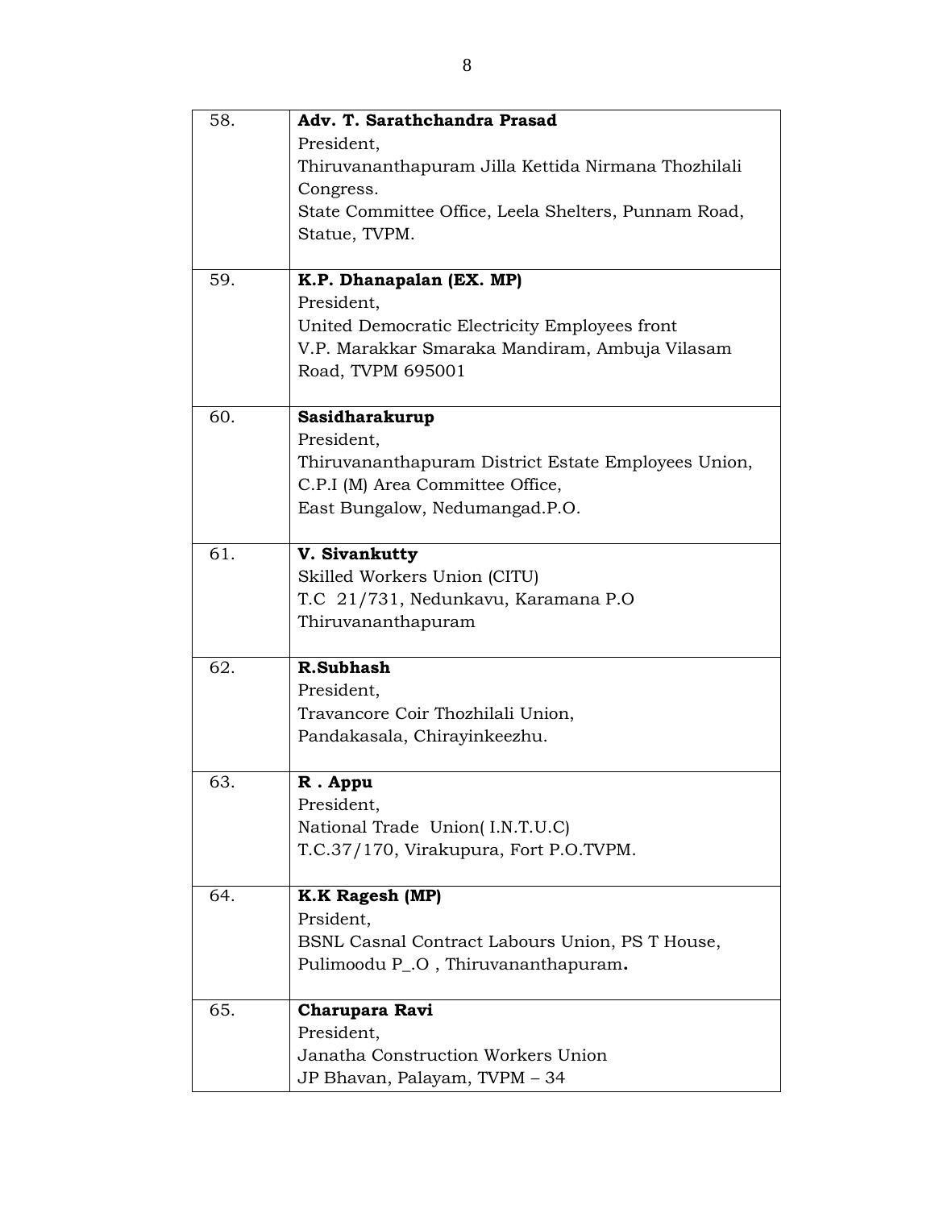| | |
|---|---|
| 58. | **Adv. T. Sarathchandra Prasad**<br>President,<br>Thiruvananthapuram Jilla Kettida Nirmana Thozhilali Congress.<br>State Committee Office, Leela Shelters, Punnam Road, Statue, TVPM. |
| 59. | **K.P. Dhanapalan (EX. MP)**<br>President,<br>United Democratic Electricity Employees front<br>V.P. Marakkar Smaraka Mandiram, Ambuja Vilasam Road, TVPM 695001 |
| 60. | **Sasidharakurup**<br>President,<br>Thiruvananthapuram District Estate Employees Union,<br>C.P.I (M) Area Committee Office,<br>East Bungalow, Nedumangad.P.O. |
| 61. | **V. Sivankutty**<br>Skilled Workers Union (CITU)<br>T.C 21/731, Nedunkavu, Karamana P.O<br>Thiruvananthapuram |
| 62. | **R.Subhash**<br>President,<br>Travancore Coir Thozhilali Union,<br>Pandakasala, Chirayinkeezhu. |
| 63. | **R . Appu**<br>President,<br>National Trade Union( I.N.T.U.C)<br>T.C.37/170, Virakupura, Fort P.O.TVPM. |
| 64. | **K.K Ragesh (MP)**<br>Prsident,<br>BSNL Casnal Contract Labours Union, PS T House,<br>Pulimoodu P_.O , Thiruvananthapuram**.** |
| 65. | **Charupara Ravi**<br>President,<br>Janatha Construction Workers Union<br>JP Bhavan, Palayam, TVPM – 34 |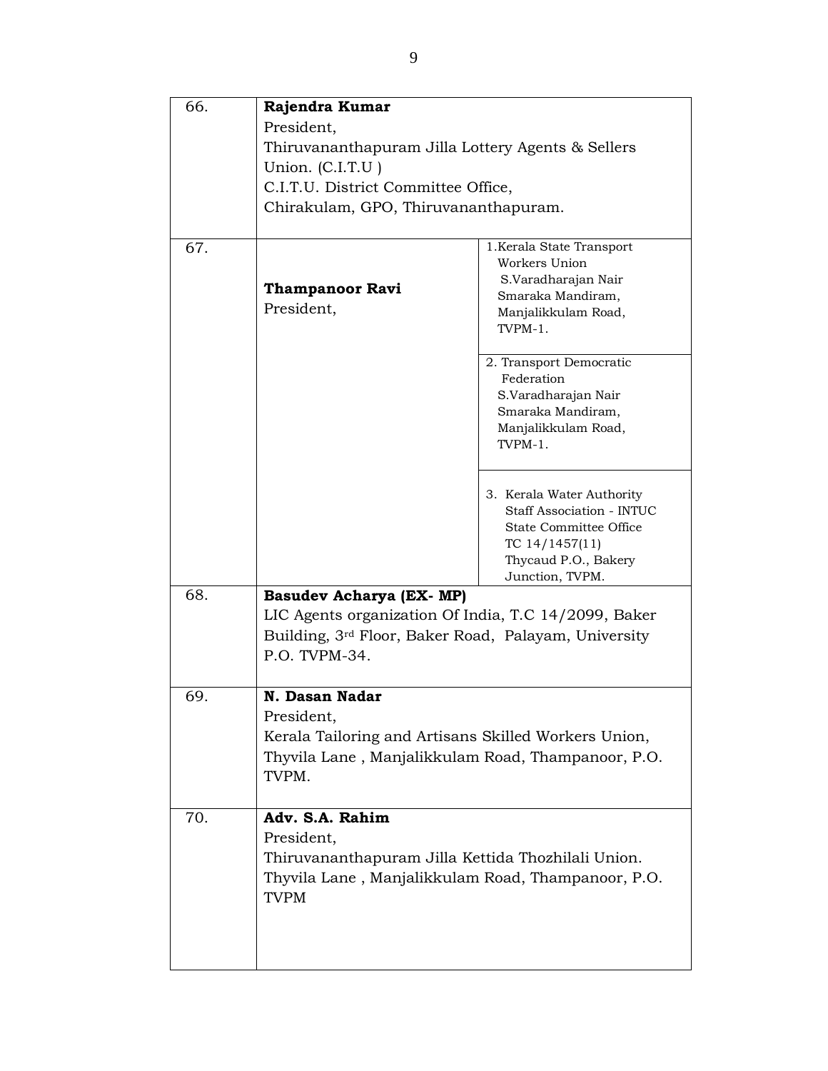| | | |
|---|---|---|
| 66. | **Rajendra Kumar**<br>President,<br>Thiruvananthapuram Jilla Lottery Agents & Sellers Union. (C.I.T.U )<br>C.I.T.U. District Committee Office,<br>Chirakulam, GPO, Thiruvananthapuram. | |
| 67. | **Thampanoor Ravi**<br>President, | 1.Kerala State Transport Workers Union<br>S.Varadharajan Nair Smaraka Mandiram,<br>Manjalikkulam Road,<br>TVPM-1. |
| | | 2. Transport Democratic Federation<br>S.Varadharajan Nair Smaraka Mandiram,<br>Manjalikkulam Road,<br>TVPM-1. |
| | | 3. Kerala Water Authority Staff Association - INTUC<br>State Committee Office<br>TC 14/1457(11)<br>Thycaud P.O., Bakery Junction, TVPM. |
| 68. | **Basudev Acharya (EX- MP)**<br>LIC Agents organization Of India, T.C 14/2099, Baker Building, 3rd Floor, Baker Road, Palayam, University P.O. TVPM-34. | |
| 69. | **N. Dasan Nadar**<br>President,<br>Kerala Tailoring and Artisans Skilled Workers Union,<br>Thyvila Lane , Manjalikkulam Road, Thampanoor, P.O. TVPM. | |
| 70. | **Adv. S.A. Rahim**<br>President,<br>Thiruvananthapuram Jilla Kettida Thozhilali Union.<br>Thyvila Lane , Manjalikkulam Road, Thampanoor, P.O. TVPM | |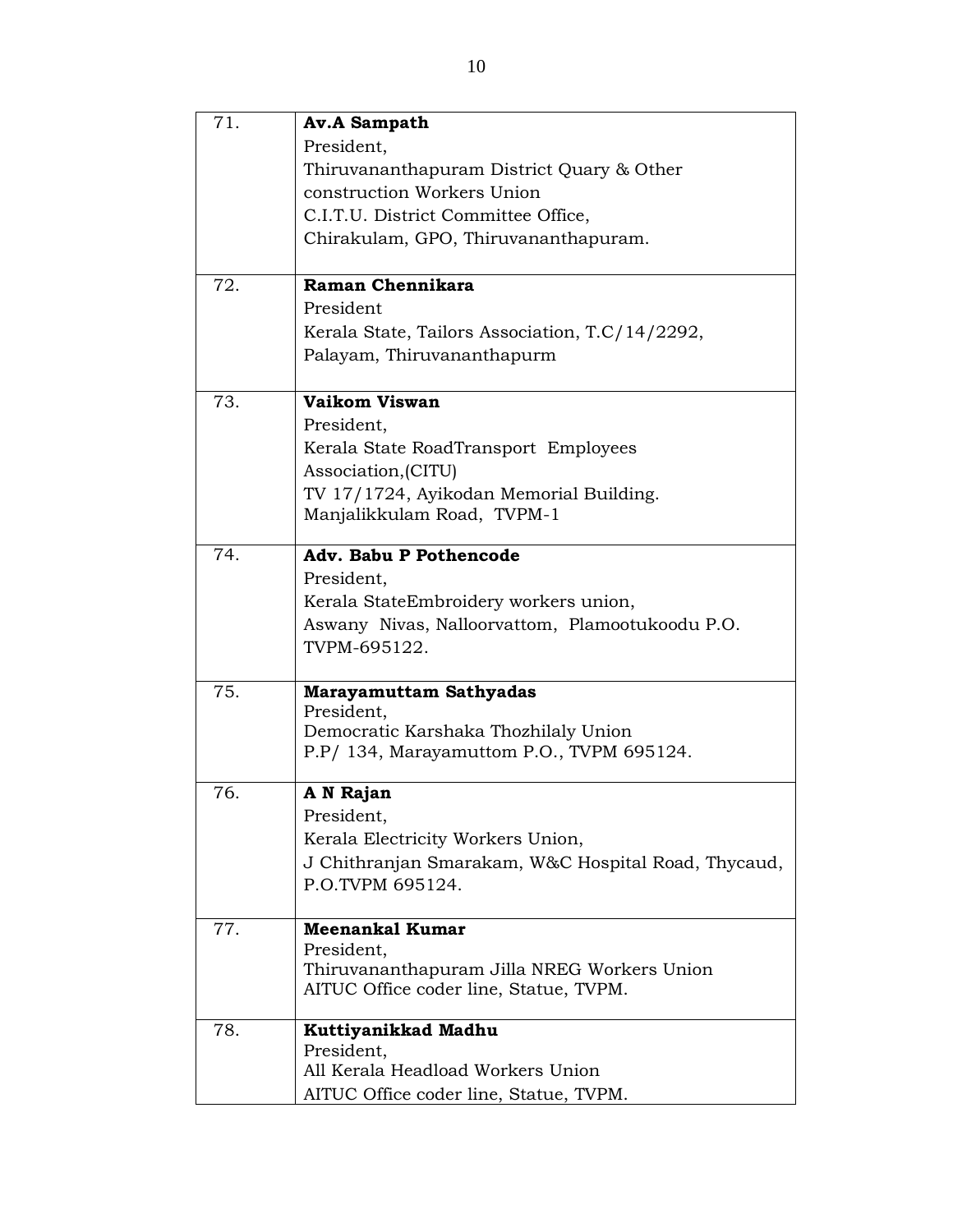| | |
|---|---|
| 71. | **Av.A Sampath**<br>President,<br>Thiruvananthapuram District Quary & Other construction Workers Union<br>C.I.T.U. District Committee Office,<br>Chirakulam, GPO, Thiruvananthapuram. |
| 72. | **Raman Chennikara**<br>President<br>Kerala State, Tailors Association, T.C/14/2292,<br>Palayam, Thiruvananthapurm |
| 73. | **Vaikom Viswan**<br>President,<br>Kerala State RoadTransport Employees Association,(CITU)<br>TV 17/1724, Ayikodan Memorial Building.<br>Manjalikkulam Road, TVPM-1 |
| 74. | **Adv. Babu P Pothencode**<br>President,<br>Kerala StateEmbroidery workers union,<br>Aswany Nivas, Nalloorvattom, Plamootukoodu P.O.<br>TVPM-695122. |
| 75. | **Marayamuttam Sathyadas**<br>President,<br>Democratic Karshaka Thozhilaly Union<br>P.P/ 134, Marayamuttom P.O., TVPM 695124. |
| 76. | **A N Rajan**<br>President,<br>Kerala Electricity Workers Union,<br>J Chithranjan Smarakam, W&C Hospital Road, Thycaud, P.O.TVPM 695124. |
| 77. | **Meenankal Kumar**<br>President,<br>Thiruvananthapuram Jilla NREG Workers Union<br>AITUC Office coder line, Statue, TVPM. |
| 78. | **Kuttiyanikkad Madhu**<br>President,<br>All Kerala Headload Workers Union<br>AITUC Office coder line, Statue, TVPM. |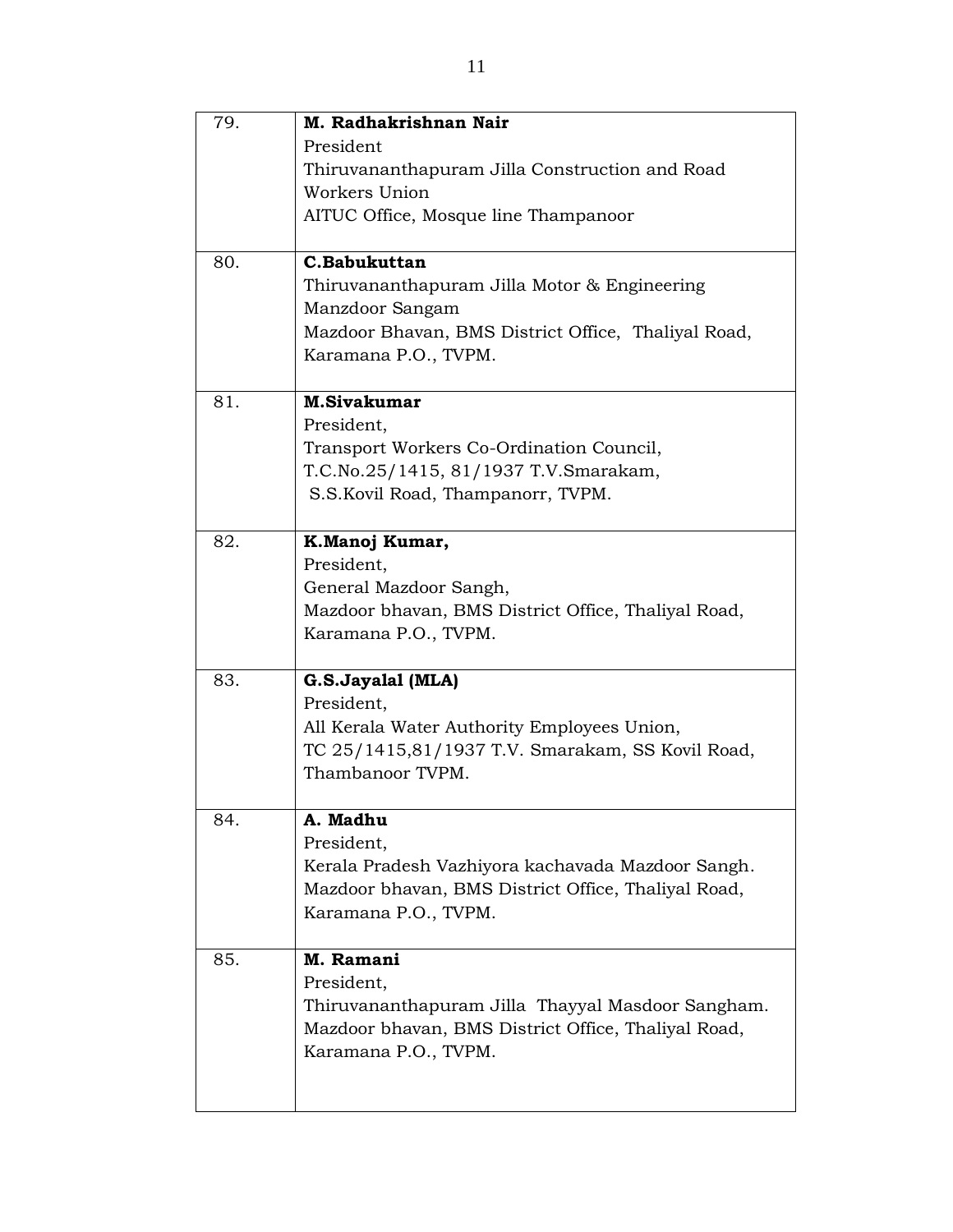| | |
|---|---|
| 79. | **M. Radhakrishnan Nair**<br>President<br>Thiruvananthapuram Jilla Construction and Road Workers Union<br>AITUC Office, Mosque line Thampanoor |
| 80. | **C.Babukuttan**<br>Thiruvananthapuram Jilla Motor & Engineering Manzdoor Sangam<br>Mazdoor Bhavan, BMS District Office, Thaliyal Road, Karamana P.O., TVPM. |
| 81. | **M.Sivakumar**<br>President,<br>Transport Workers Co-Ordination Council,<br>T.C.No.25/1415, 81/1937 T.V.Smarakam,<br>S.S.Kovil Road, Thampanorr, TVPM. |
| 82. | **K.Manoj Kumar,**<br>President,<br>General Mazdoor Sangh,<br>Mazdoor bhavan, BMS District Office, Thaliyal Road, Karamana P.O., TVPM. |
| 83. | **G.S.Jayalal (MLA)**<br>President,<br>All Kerala Water Authority Employees Union,<br>TC 25/1415,81/1937 T.V. Smarakam, SS Kovil Road, Thambanoor TVPM. |
| 84. | **A. Madhu**<br>President,<br>Kerala Pradesh Vazhiyora kachavada Mazdoor Sangh.<br>Mazdoor bhavan, BMS District Office, Thaliyal Road, Karamana P.O., TVPM. |
| 85. | **M. Ramani**<br>President,<br>Thiruvananthapuram Jilla Thayyal Masdoor Sangham.<br>Mazdoor bhavan, BMS District Office, Thaliyal Road, Karamana P.O., TVPM. |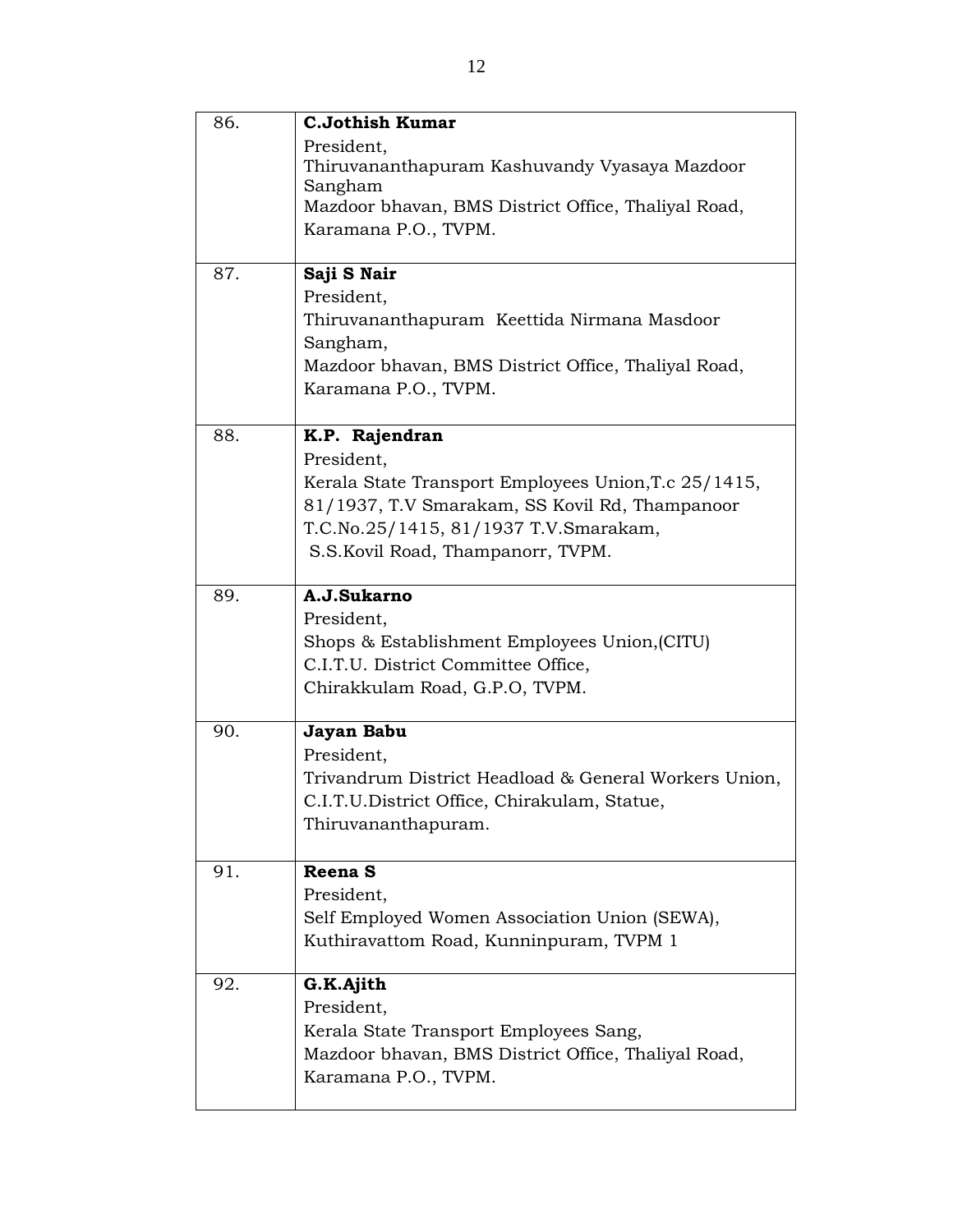| | |
|---|---|
| 86. | **C.Jothish Kumar**<br>President,<br>Thiruvananthapuram Kashuvandy Vyasaya Mazdoor Sangham<br>Mazdoor bhavan, BMS District Office, Thaliyal Road, Karamana P.O., TVPM. |
| 87. | **Saji S Nair**<br>President,<br>Thiruvananthapuram Keettida Nirmana Masdoor Sangham,<br>Mazdoor bhavan, BMS District Office, Thaliyal Road, Karamana P.O., TVPM. |
| 88. | **K.P. Rajendran**<br>President,<br>Kerala State Transport Employees Union,T.c 25/1415, 81/1937, T.V Smarakam, SS Kovil Rd, Thampanoor<br>T.C.No.25/1415, 81/1937 T.V.Smarakam,<br>S.S.Kovil Road, Thampanorr, TVPM. |
| 89. | **A.J.Sukarno**<br>President,<br>Shops & Establishment Employees Union,(CITU)<br>C.I.T.U. District Committee Office,<br>Chirakkulam Road, G.P.O, TVPM. |
| 90. | **Jayan Babu**<br>President,<br>Trivandrum District Headload & General Workers Union,<br>C.I.T.U.District Office, Chirakulam, Statue,<br>Thiruvananthapuram. |
| 91. | **Reena S**<br>President,<br>Self Employed Women Association Union (SEWA),<br>Kuthiravattom Road, Kunninpuram, TVPM 1 |
| 92. | **G.K.Ajith**<br>President,<br>Kerala State Transport Employees Sang,<br>Mazdoor bhavan, BMS District Office, Thaliyal Road, Karamana P.O., TVPM. |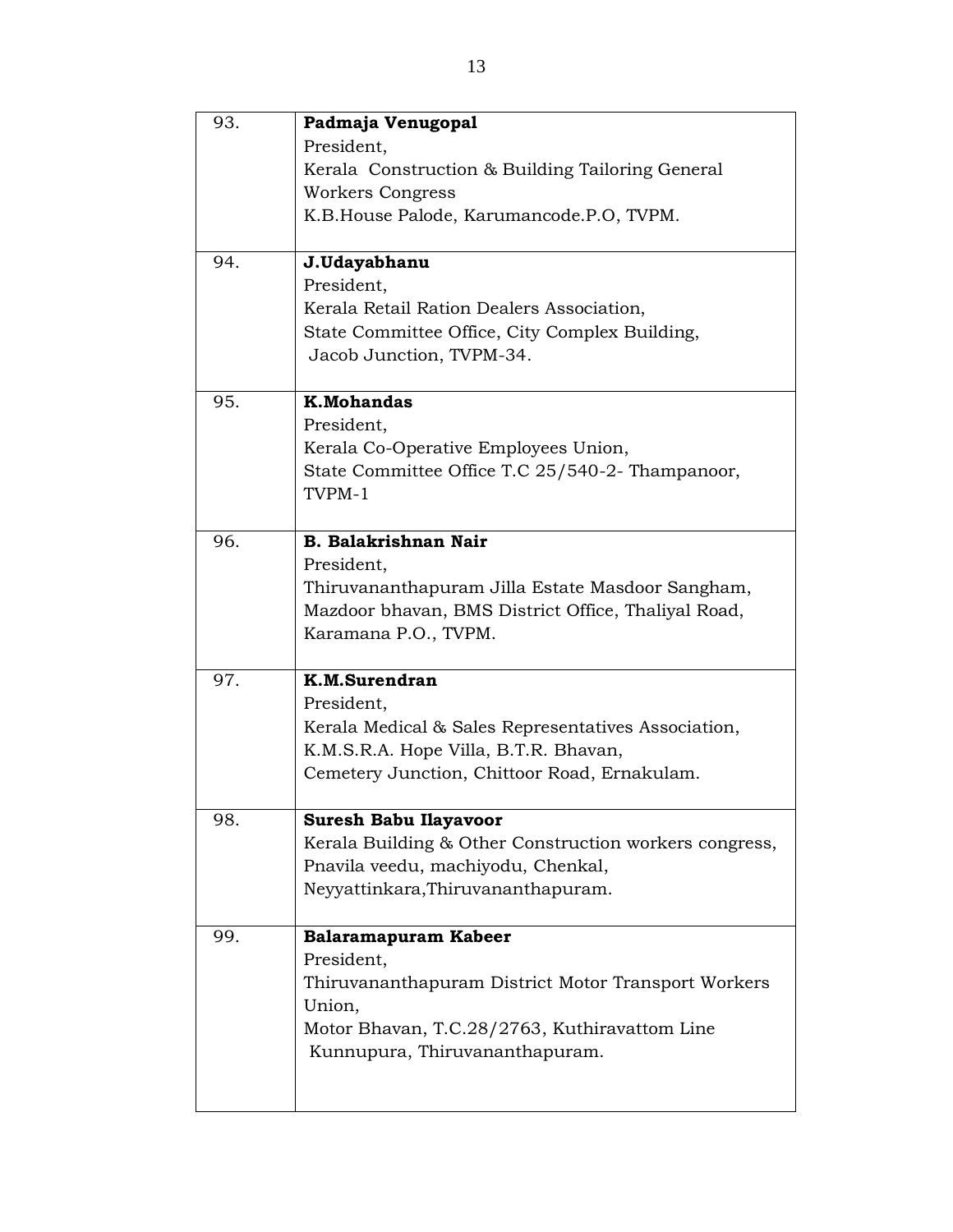| | |
|---|---|
| 93. | **Padmaja Venugopal**<br>President,<br>Kerala Construction & Building Tailoring General Workers Congress<br>K.B.House Palode, Karumancode.P.O, TVPM. |
| 94. | **J.Udayabhanu**<br>President,<br>Kerala Retail Ration Dealers Association,<br>State Committee Office, City Complex Building,<br>Jacob Junction, TVPM-34. |
| 95. | **K.Mohandas**<br>President,<br>Kerala Co-Operative Employees Union,<br>State Committee Office T.C 25/540-2- Thampanoor, TVPM-1 |
| 96. | **B. Balakrishnan Nair**<br>President,<br>Thiruvananthapuram Jilla Estate Masdoor Sangham,<br>Mazdoor bhavan, BMS District Office, Thaliyal Road,<br>Karamana P.O., TVPM. |
| 97. | **K.M.Surendran**<br>President,<br>Kerala Medical & Sales Representatives Association,<br>K.M.S.R.A. Hope Villa, B.T.R. Bhavan,<br>Cemetery Junction, Chittoor Road, Ernakulam. |
| 98. | **Suresh Babu Ilayavoor**<br>Kerala Building & Other Construction workers congress,<br>Pnavila veedu, machiyodu, Chenkal,<br>Neyyattinkara,Thiruvananthapuram. |
| 99. | **Balaramapuram Kabeer**<br>President,<br>Thiruvananthapuram District Motor Transport Workers Union,<br>Motor Bhavan, T.C.28/2763, Kuthiravattom Line<br>Kunnupura, Thiruvananthapuram. |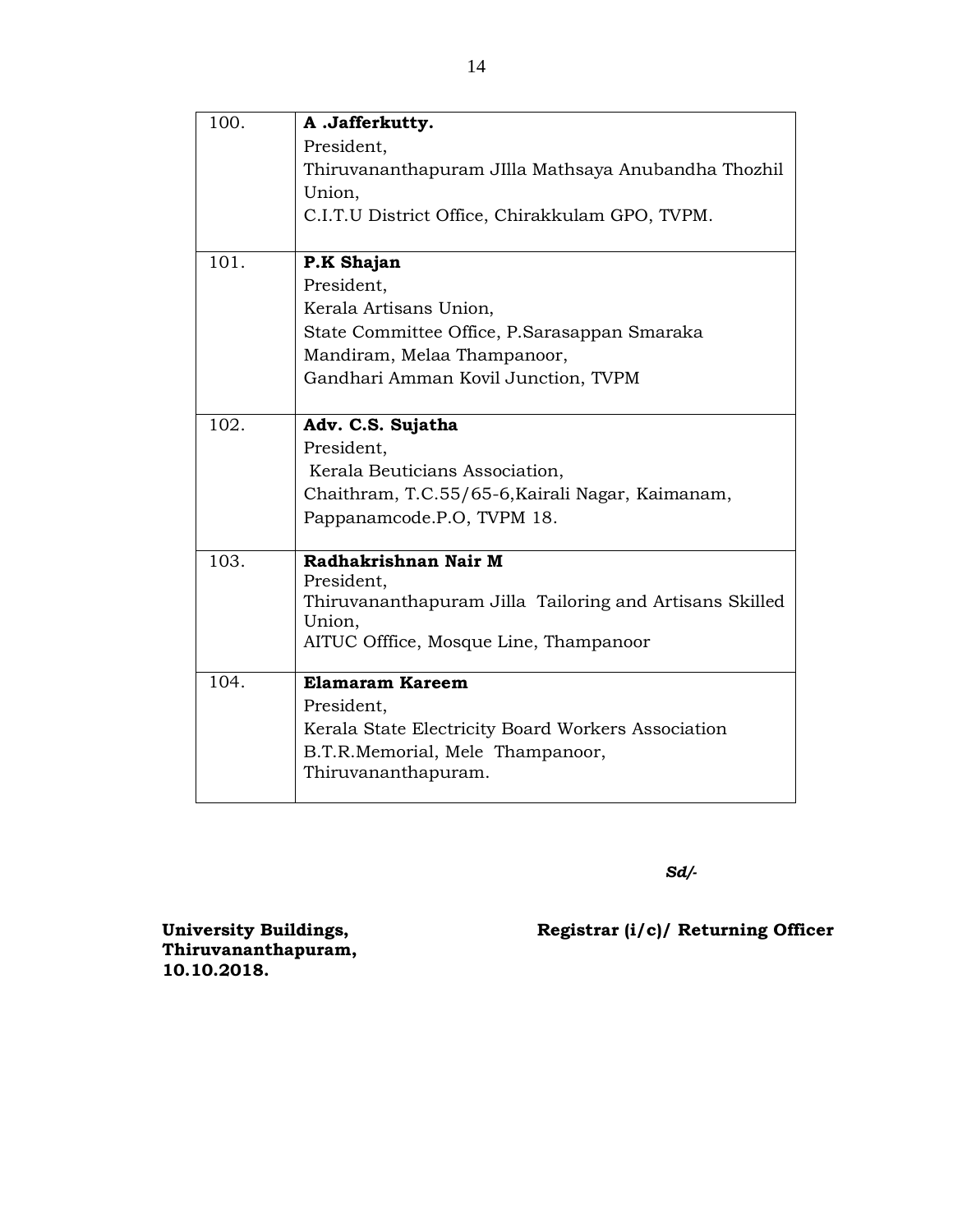| | |
|---|---|
| 100. | **A .Jafferkutty.**<br>President,<br>Thiruvananthapuram JIlla Mathsaya Anubandha Thozhil Union,<br>C.I.T.U District Office, Chirakkulam GPO, TVPM. |
| 101. | **P.K Shajan**<br>President,<br>Kerala Artisans Union,<br>State Committee Office, P.Sarasappan Smaraka Mandiram, Melaa Thampanoor,<br>Gandhari Amman Kovil Junction, TVPM |
| 102. | **Adv. C.S. Sujatha**<br>President,<br>Kerala Beuticians Association,<br>Chaithram, T.C.55/65-6,Kairali Nagar, Kaimanam, Pappanamcode.P.O, TVPM 18. |
| 103. | **Radhakrishnan Nair M**<br>President,<br>Thiruvananthapuram Jilla Tailoring and Artisans Skilled Union,<br>AITUC Offfice, Mosque Line, Thampanoor |
| 104. | **Elamaram Kareem**<br>President,<br>Kerala State Electricity Board Workers Association<br>B.T.R.Memorial, Mele Thampanoor,<br>Thiruvananthapuram. |

*Sd/-*

**University Buildings,**
**Thiruvananthapuram,**
**10.10.2018.**

**Registrar (i/c)/ Returning Officer**